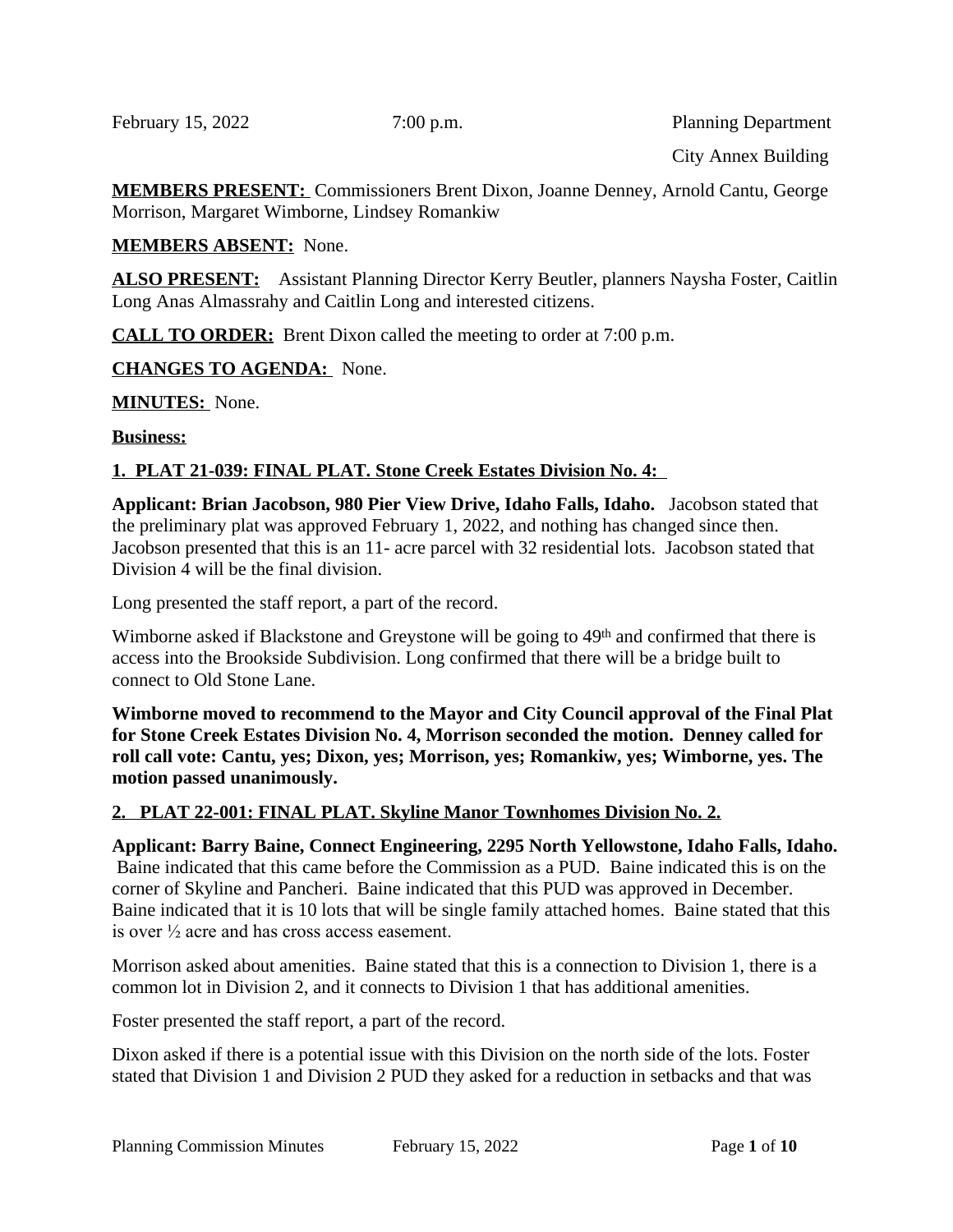February 15, 2022 7:00 p.m. Planning Department

City Annex Building

**MEMBERS PRESENT:** Commissioners Brent Dixon, Joanne Denney, Arnold Cantu, George Morrison, Margaret Wimborne, Lindsey Romankiw

**MEMBERS ABSENT:** None.

**ALSO PRESENT:** Assistant Planning Director Kerry Beutler, planners Naysha Foster, Caitlin Long Anas Almassrahy and Caitlin Long and interested citizens.

**CALL TO ORDER:** Brent Dixon called the meeting to order at 7:00 p.m.

**CHANGES TO AGENDA:** None.

**MINUTES:** None.

**Business:**

**1. PLAT 21-039: FINAL PLAT. Stone Creek Estates Division No. 4:**

**Applicant: Brian Jacobson, 980 Pier View Drive, Idaho Falls, Idaho.** Jacobson stated that the preliminary plat was approved February 1, 2022, and nothing has changed since then. Jacobson presented that this is an 11- acre parcel with 32 residential lots. Jacobson stated that Division 4 will be the final division.

Long presented the staff report, a part of the record.

Wimborne asked if Blackstone and Greystone will be going to 49th and confirmed that there is access into the Brookside Subdivision. Long confirmed that there will be a bridge built to connect to Old Stone Lane.

**Wimborne moved to recommend to the Mayor and City Council approval of the Final Plat for Stone Creek Estates Division No. 4, Morrison seconded the motion. Denney called for roll call vote: Cantu, yes; Dixon, yes; Morrison, yes; Romankiw, yes; Wimborne, yes. The motion passed unanimously.**

**2. PLAT 22-001: FINAL PLAT. Skyline Manor Townhomes Division No. 2.**

**Applicant: Barry Baine, Connect Engineering, 2295 North Yellowstone, Idaho Falls, Idaho.** Baine indicated that this came before the Commission as a PUD. Baine indicated this is on the corner of Skyline and Pancheri. Baine indicated that this PUD was approved in December. Baine indicated that it is 10 lots that will be single family attached homes. Baine stated that this is over ½ acre and has cross access easement.

Morrison asked about amenities. Baine stated that this is a connection to Division 1, there is a common lot in Division 2, and it connects to Division 1 that has additional amenities.

Foster presented the staff report, a part of the record.

Dixon asked if there is a potential issue with this Division on the north side of the lots. Foster stated that Division 1 and Division 2 PUD they asked for a reduction in setbacks and that was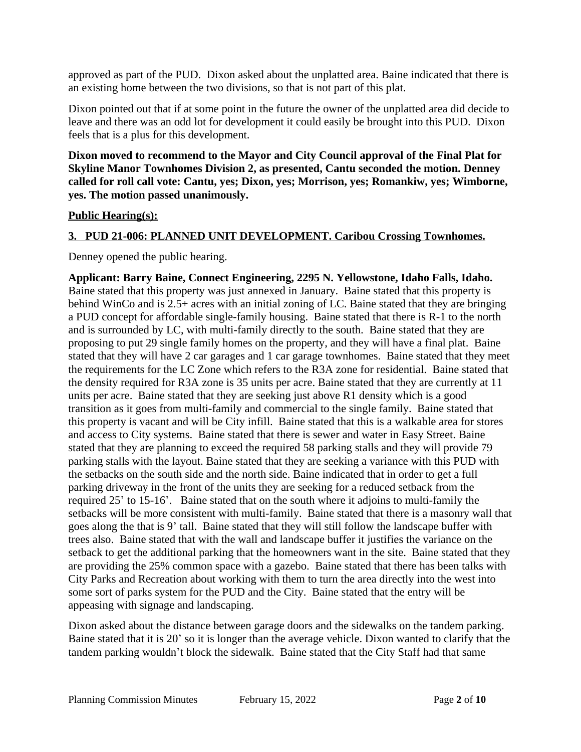approved as part of the PUD. Dixon asked about the unplatted area. Baine indicated that there is an existing home between the two divisions, so that is not part of this plat.

Dixon pointed out that if at some point in the future the owner of the unplatted area did decide to leave and there was an odd lot for development it could easily be brought into this PUD. Dixon feels that is a plus for this development.

**Dixon moved to recommend to the Mayor and City Council approval of the Final Plat for Skyline Manor Townhomes Division 2, as presented, Cantu seconded the motion. Denney called for roll call vote: Cantu, yes; Dixon, yes; Morrison, yes; Romankiw, yes; Wimborne, yes. The motion passed unanimously.**

**Public Hearing(s):**

**3. PUD 21-006: PLANNED UNIT DEVELOPMENT. Caribou Crossing Townhomes.**

Denney opened the public hearing.

**Applicant: Barry Baine, Connect Engineering, 2295 N. Yellowstone, Idaho Falls, Idaho.** Baine stated that this property was just annexed in January. Baine stated that this property is behind WinCo and is 2.5+ acres with an initial zoning of LC. Baine stated that they are bringing a PUD concept for affordable single-family housing. Baine stated that there is R-1 to the north and is surrounded by LC, with multi-family directly to the south. Baine stated that they are proposing to put 29 single family homes on the property, and they will have a final plat. Baine stated that they will have 2 car garages and 1 car garage townhomes. Baine stated that they meet the requirements for the LC Zone which refers to the R3A zone for residential. Baine stated that the density required for R3A zone is 35 units per acre. Baine stated that they are currently at 11 units per acre. Baine stated that they are seeking just above R1 density which is a good transition as it goes from multi-family and commercial to the single family. Baine stated that this property is vacant and will be City infill. Baine stated that this is a walkable area for stores and access to City systems. Baine stated that there is sewer and water in Easy Street. Baine stated that they are planning to exceed the required 58 parking stalls and they will provide 79 parking stalls with the layout. Baine stated that they are seeking a variance with this PUD with the setbacks on the south side and the north side. Baine indicated that in order to get a full parking driveway in the front of the units they are seeking for a reduced setback from the required 25' to 15-16'. Baine stated that on the south where it adjoins to multi-family the setbacks will be more consistent with multi-family. Baine stated that there is a masonry wall that goes along the that is 9' tall. Baine stated that they will still follow the landscape buffer with trees also. Baine stated that with the wall and landscape buffer it justifies the variance on the setback to get the additional parking that the homeowners want in the site. Baine stated that they are providing the 25% common space with a gazebo. Baine stated that there has been talks with City Parks and Recreation about working with them to turn the area directly into the west into some sort of parks system for the PUD and the City. Baine stated that the entry will be appeasing with signage and landscaping.

Dixon asked about the distance between garage doors and the sidewalks on the tandem parking. Baine stated that it is 20' so it is longer than the average vehicle. Dixon wanted to clarify that the tandem parking wouldn't block the sidewalk. Baine stated that the City Staff had that same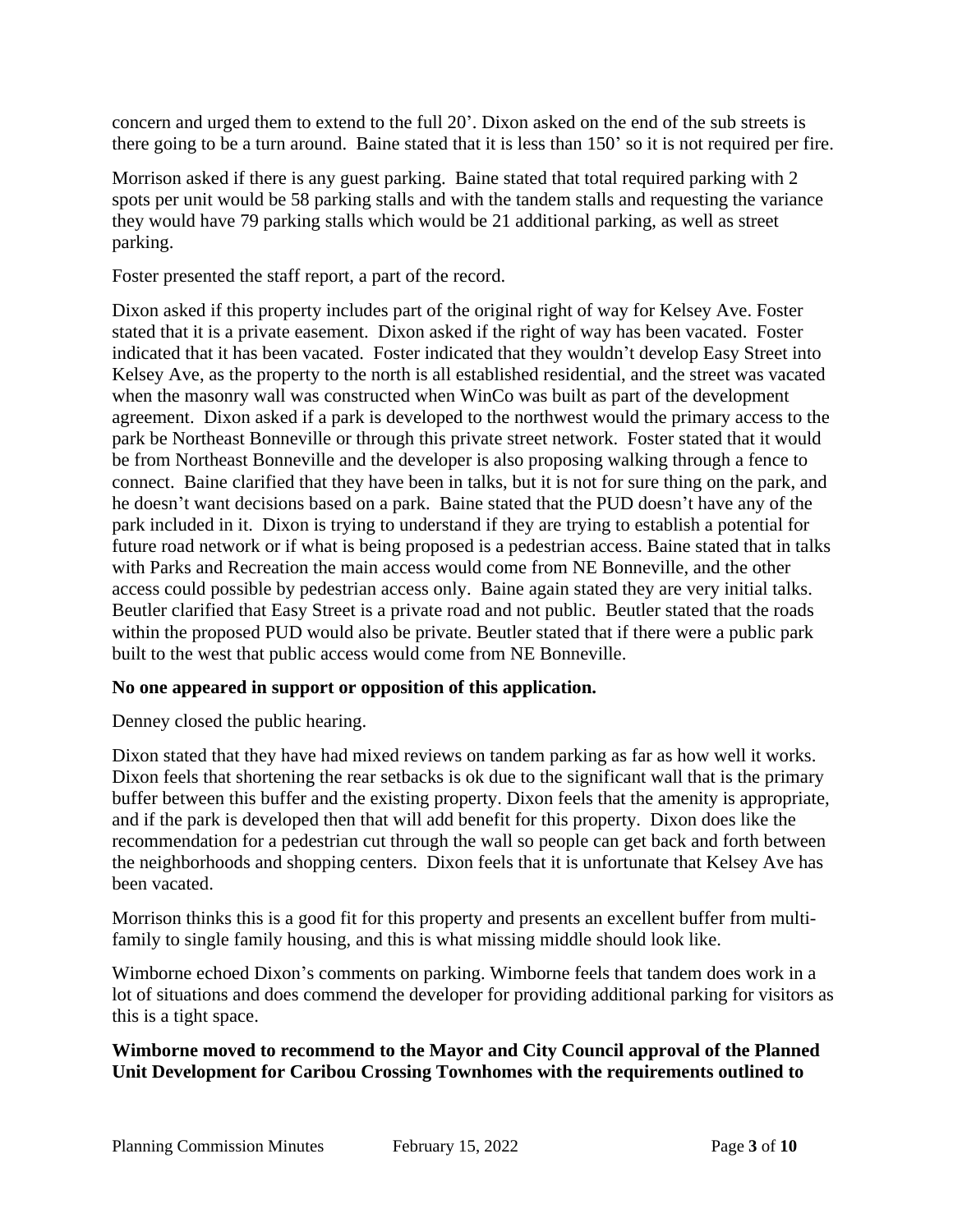concern and urged them to extend to the full 20'. Dixon asked on the end of the sub streets is there going to be a turn around. Baine stated that it is less than 150' so it is not required per fire.

Morrison asked if there is any guest parking. Baine stated that total required parking with 2 spots per unit would be 58 parking stalls and with the tandem stalls and requesting the variance they would have 79 parking stalls which would be 21 additional parking, as well as street parking.

Foster presented the staff report, a part of the record.

Dixon asked if this property includes part of the original right of way for Kelsey Ave. Foster stated that it is a private easement. Dixon asked if the right of way has been vacated. Foster indicated that it has been vacated. Foster indicated that they wouldn't develop Easy Street into Kelsey Ave, as the property to the north is all established residential, and the street was vacated when the masonry wall was constructed when WinCo was built as part of the development agreement. Dixon asked if a park is developed to the northwest would the primary access to the park be Northeast Bonneville or through this private street network. Foster stated that it would be from Northeast Bonneville and the developer is also proposing walking through a fence to connect. Baine clarified that they have been in talks, but it is not for sure thing on the park, and he doesn't want decisions based on a park. Baine stated that the PUD doesn't have any of the park included in it. Dixon is trying to understand if they are trying to establish a potential for future road network or if what is being proposed is a pedestrian access. Baine stated that in talks with Parks and Recreation the main access would come from NE Bonneville, and the other access could possible by pedestrian access only. Baine again stated they are very initial talks. Beutler clarified that Easy Street is a private road and not public. Beutler stated that the roads within the proposed PUD would also be private. Beutler stated that if there were a public park built to the west that public access would come from NE Bonneville.

**No one appeared in support or opposition of this application.**

Denney closed the public hearing.

Dixon stated that they have had mixed reviews on tandem parking as far as how well it works. Dixon feels that shortening the rear setbacks is ok due to the significant wall that is the primary buffer between this buffer and the existing property. Dixon feels that the amenity is appropriate, and if the park is developed then that will add benefit for this property. Dixon does like the recommendation for a pedestrian cut through the wall so people can get back and forth between the neighborhoods and shopping centers. Dixon feels that it is unfortunate that Kelsey Ave has been vacated.

Morrison thinks this is a good fit for this property and presents an excellent buffer from multi-family to single family housing, and this is what missing middle should look like.

Wimborne echoed Dixon's comments on parking. Wimborne feels that tandem does work in a lot of situations and does commend the developer for providing additional parking for visitors as this is a tight space.

**Wimborne moved to recommend to the Mayor and City Council approval of the Planned Unit Development for Caribou Crossing Townhomes with the requirements outlined to**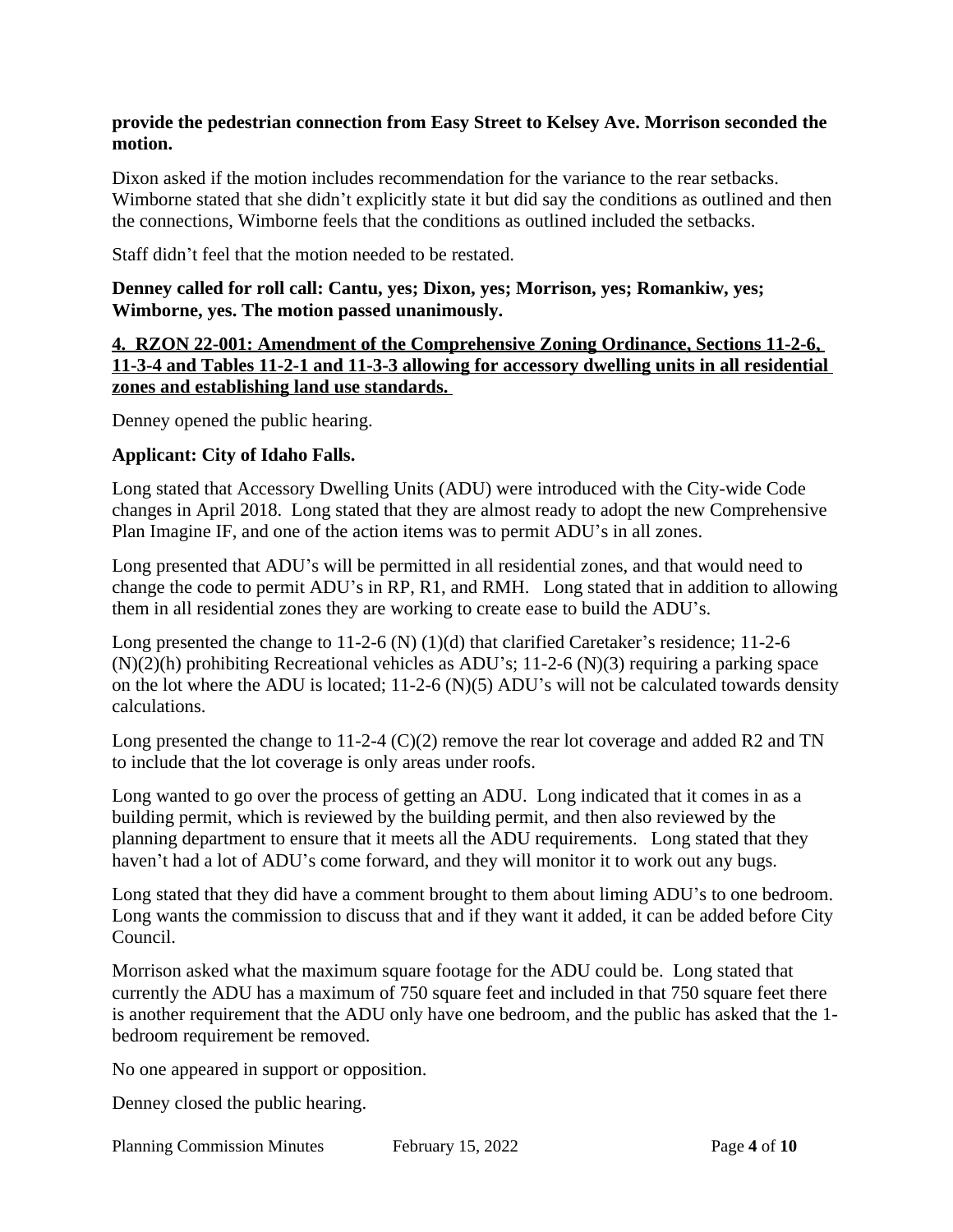**provide the pedestrian connection from Easy Street to Kelsey Ave. Morrison seconded the motion.**

Dixon asked if the motion includes recommendation for the variance to the rear setbacks. Wimborne stated that she didn't explicitly state it but did say the conditions as outlined and then the connections, Wimborne feels that the conditions as outlined included the setbacks.

Staff didn't feel that the motion needed to be restated.

**Denney called for roll call: Cantu, yes; Dixon, yes; Morrison, yes; Romankiw, yes; Wimborne, yes. The motion passed unanimously.**

**4. RZON 22-001: Amendment of the Comprehensive Zoning Ordinance, Sections 11-2-6, 11-3-4 and Tables 11-2-1 and 11-3-3 allowing for accessory dwelling units in all residential zones and establishing land use standards.**

Denney opened the public hearing.

**Applicant: City of Idaho Falls.**

Long stated that Accessory Dwelling Units (ADU) were introduced with the City-wide Code changes in April 2018. Long stated that they are almost ready to adopt the new Comprehensive Plan Imagine IF, and one of the action items was to permit ADU's in all zones.

Long presented that ADU's will be permitted in all residential zones, and that would need to change the code to permit ADU's in RP, R1, and RMH. Long stated that in addition to allowing them in all residential zones they are working to create ease to build the ADU's.

Long presented the change to 11-2-6 (N) (1)(d) that clarified Caretaker's residence; 11-2-6 (N)(2)(h) prohibiting Recreational vehicles as ADU's; 11-2-6 (N)(3) requiring a parking space on the lot where the ADU is located; 11-2-6 (N)(5) ADU's will not be calculated towards density calculations.

Long presented the change to 11-2-4 (C)(2) remove the rear lot coverage and added R2 and TN to include that the lot coverage is only areas under roofs.

Long wanted to go over the process of getting an ADU. Long indicated that it comes in as a building permit, which is reviewed by the building permit, and then also reviewed by the planning department to ensure that it meets all the ADU requirements. Long stated that they haven't had a lot of ADU's come forward, and they will monitor it to work out any bugs.

Long stated that they did have a comment brought to them about liming ADU's to one bedroom. Long wants the commission to discuss that and if they want it added, it can be added before City Council.

Morrison asked what the maximum square footage for the ADU could be. Long stated that currently the ADU has a maximum of 750 square feet and included in that 750 square feet there is another requirement that the ADU only have one bedroom, and the public has asked that the 1-bedroom requirement be removed.

No one appeared in support or opposition.

Denney closed the public hearing.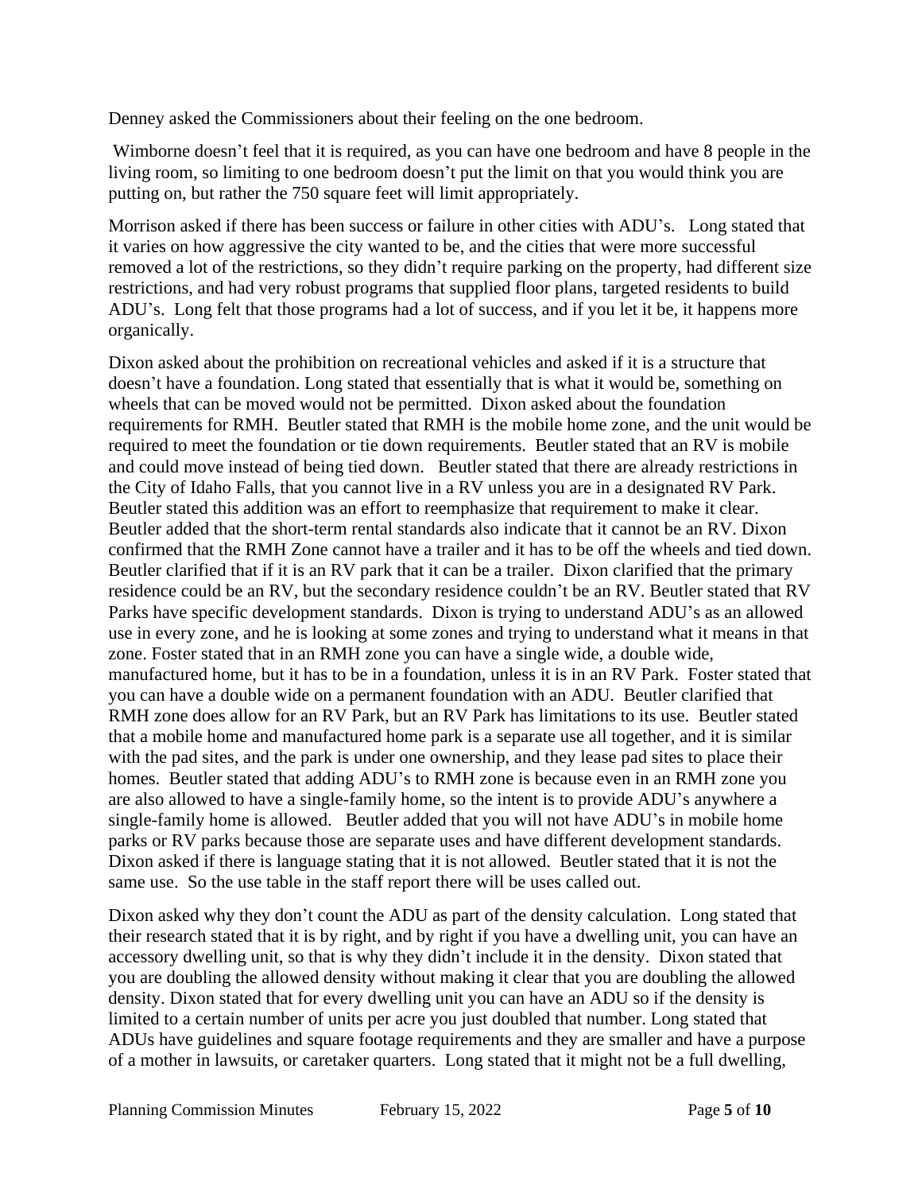Denney asked the Commissioners about their feeling on the one bedroom.

Wimborne doesn't feel that it is required, as you can have one bedroom and have 8 people in the living room, so limiting to one bedroom doesn't put the limit on that you would think you are putting on, but rather the 750 square feet will limit appropriately.

Morrison asked if there has been success or failure in other cities with ADU's. Long stated that it varies on how aggressive the city wanted to be, and the cities that were more successful removed a lot of the restrictions, so they didn't require parking on the property, had different size restrictions, and had very robust programs that supplied floor plans, targeted residents to build ADU's. Long felt that those programs had a lot of success, and if you let it be, it happens more organically.

Dixon asked about the prohibition on recreational vehicles and asked if it is a structure that doesn't have a foundation. Long stated that essentially that is what it would be, something on wheels that can be moved would not be permitted. Dixon asked about the foundation requirements for RMH. Beutler stated that RMH is the mobile home zone, and the unit would be required to meet the foundation or tie down requirements. Beutler stated that an RV is mobile and could move instead of being tied down. Beutler stated that there are already restrictions in the City of Idaho Falls, that you cannot live in a RV unless you are in a designated RV Park. Beutler stated this addition was an effort to reemphasize that requirement to make it clear. Beutler added that the short-term rental standards also indicate that it cannot be an RV. Dixon confirmed that the RMH Zone cannot have a trailer and it has to be off the wheels and tied down. Beutler clarified that if it is an RV park that it can be a trailer. Dixon clarified that the primary residence could be an RV, but the secondary residence couldn't be an RV. Beutler stated that RV Parks have specific development standards. Dixon is trying to understand ADU's as an allowed use in every zone, and he is looking at some zones and trying to understand what it means in that zone. Foster stated that in an RMH zone you can have a single wide, a double wide, manufactured home, but it has to be in a foundation, unless it is in an RV Park. Foster stated that you can have a double wide on a permanent foundation with an ADU. Beutler clarified that RMH zone does allow for an RV Park, but an RV Park has limitations to its use. Beutler stated that a mobile home and manufactured home park is a separate use all together, and it is similar with the pad sites, and the park is under one ownership, and they lease pad sites to place their homes. Beutler stated that adding ADU's to RMH zone is because even in an RMH zone you are also allowed to have a single-family home, so the intent is to provide ADU's anywhere a single-family home is allowed. Beutler added that you will not have ADU's in mobile home parks or RV parks because those are separate uses and have different development standards. Dixon asked if there is language stating that it is not allowed. Beutler stated that it is not the same use. So the use table in the staff report there will be uses called out.

Dixon asked why they don't count the ADU as part of the density calculation. Long stated that their research stated that it is by right, and by right if you have a dwelling unit, you can have an accessory dwelling unit, so that is why they didn't include it in the density. Dixon stated that you are doubling the allowed density without making it clear that you are doubling the allowed density. Dixon stated that for every dwelling unit you can have an ADU so if the density is limited to a certain number of units per acre you just doubled that number. Long stated that ADUs have guidelines and square footage requirements and they are smaller and have a purpose of a mother in lawsuits, or caretaker quarters. Long stated that it might not be a full dwelling,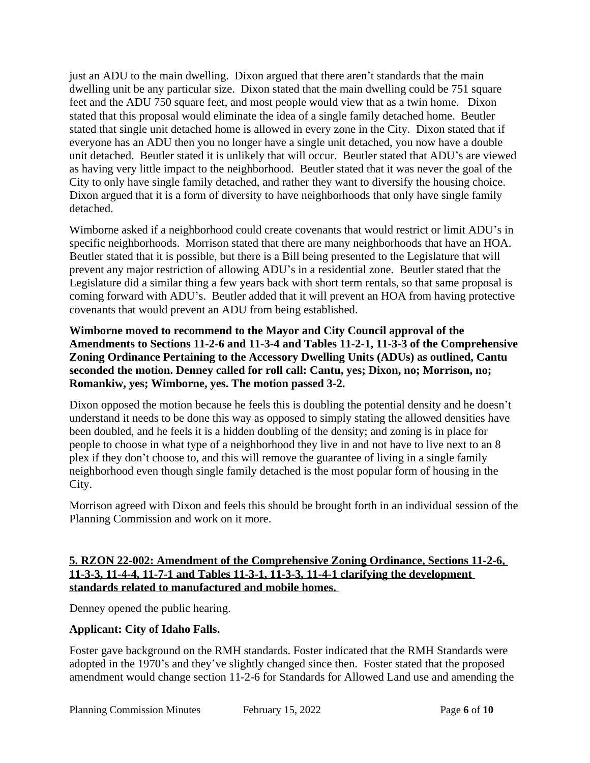just an ADU to the main dwelling. Dixon argued that there aren't standards that the main dwelling unit be any particular size. Dixon stated that the main dwelling could be 751 square feet and the ADU 750 square feet, and most people would view that as a twin home. Dixon stated that this proposal would eliminate the idea of a single family detached home. Beutler stated that single unit detached home is allowed in every zone in the City. Dixon stated that if everyone has an ADU then you no longer have a single unit detached, you now have a double unit detached. Beutler stated it is unlikely that will occur. Beutler stated that ADU's are viewed as having very little impact to the neighborhood. Beutler stated that it was never the goal of the City to only have single family detached, and rather they want to diversify the housing choice. Dixon argued that it is a form of diversity to have neighborhoods that only have single family detached.

Wimborne asked if a neighborhood could create covenants that would restrict or limit ADU's in specific neighborhoods. Morrison stated that there are many neighborhoods that have an HOA. Beutler stated that it is possible, but there is a Bill being presented to the Legislature that will prevent any major restriction of allowing ADU's in a residential zone. Beutler stated that the Legislature did a similar thing a few years back with short term rentals, so that same proposal is coming forward with ADU's. Beutler added that it will prevent an HOA from having protective covenants that would prevent an ADU from being established.

**Wimborne moved to recommend to the Mayor and City Council approval of the Amendments to Sections 11-2-6 and 11-3-4 and Tables 11-2-1, 11-3-3 of the Comprehensive Zoning Ordinance Pertaining to the Accessory Dwelling Units (ADUs) as outlined, Cantu seconded the motion. Denney called for roll call: Cantu, yes; Dixon, no; Morrison, no; Romankiw, yes; Wimborne, yes. The motion passed 3-2.**

Dixon opposed the motion because he feels this is doubling the potential density and he doesn't understand it needs to be done this way as opposed to simply stating the allowed densities have been doubled, and he feels it is a hidden doubling of the density; and zoning is in place for people to choose in what type of a neighborhood they live in and not have to live next to an 8 plex if they don't choose to, and this will remove the guarantee of living in a single family neighborhood even though single family detached is the most popular form of housing in the City.

Morrison agreed with Dixon and feels this should be brought forth in an individual session of the Planning Commission and work on it more.

**5. RZON 22-002: Amendment of the Comprehensive Zoning Ordinance, Sections 11-2-6, 11-3-3, 11-4-4, 11-7-1 and Tables 11-3-1, 11-3-3, 11-4-1 clarifying the development standards related to manufactured and mobile homes.**

Denney opened the public hearing.

**Applicant: City of Idaho Falls.**

Foster gave background on the RMH standards. Foster indicated that the RMH Standards were adopted in the 1970's and they've slightly changed since then. Foster stated that the proposed amendment would change section 11-2-6 for Standards for Allowed Land use and amending the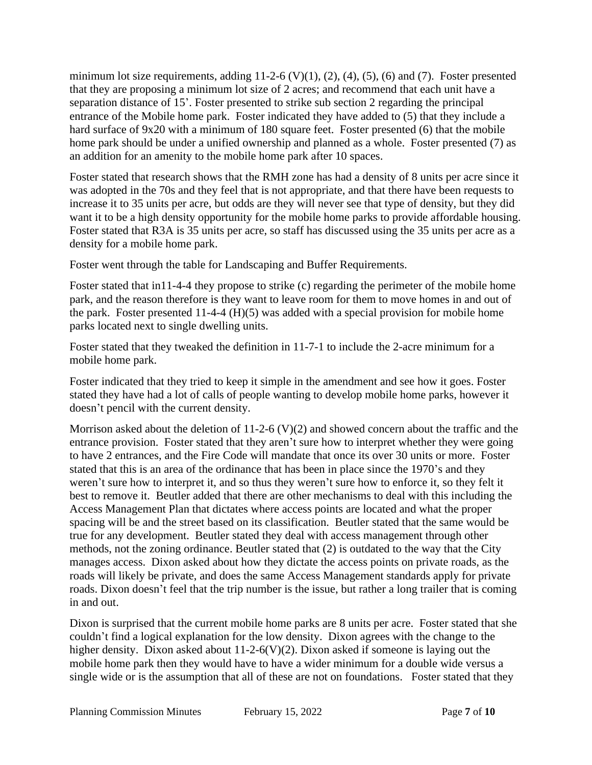minimum lot size requirements, adding 11-2-6 (V)(1), (2), (4), (5), (6) and (7). Foster presented that they are proposing a minimum lot size of 2 acres; and recommend that each unit have a separation distance of 15'. Foster presented to strike sub section 2 regarding the principal entrance of the Mobile home park. Foster indicated they have added to (5) that they include a hard surface of 9x20 with a minimum of 180 square feet. Foster presented (6) that the mobile home park should be under a unified ownership and planned as a whole. Foster presented (7) as an addition for an amenity to the mobile home park after 10 spaces.

Foster stated that research shows that the RMH zone has had a density of 8 units per acre since it was adopted in the 70s and they feel that is not appropriate, and that there have been requests to increase it to 35 units per acre, but odds are they will never see that type of density, but they did want it to be a high density opportunity for the mobile home parks to provide affordable housing. Foster stated that R3A is 35 units per acre, so staff has discussed using the 35 units per acre as a density for a mobile home park.

Foster went through the table for Landscaping and Buffer Requirements.

Foster stated that in11-4-4 they propose to strike (c) regarding the perimeter of the mobile home park, and the reason therefore is they want to leave room for them to move homes in and out of the park. Foster presented 11-4-4 (H)(5) was added with a special provision for mobile home parks located next to single dwelling units.

Foster stated that they tweaked the definition in 11-7-1 to include the 2-acre minimum for a mobile home park.

Foster indicated that they tried to keep it simple in the amendment and see how it goes. Foster stated they have had a lot of calls of people wanting to develop mobile home parks, however it doesn't pencil with the current density.

Morrison asked about the deletion of 11-2-6 (V)(2) and showed concern about the traffic and the entrance provision. Foster stated that they aren't sure how to interpret whether they were going to have 2 entrances, and the Fire Code will mandate that once its over 30 units or more. Foster stated that this is an area of the ordinance that has been in place since the 1970's and they weren't sure how to interpret it, and so thus they weren't sure how to enforce it, so they felt it best to remove it. Beutler added that there are other mechanisms to deal with this including the Access Management Plan that dictates where access points are located and what the proper spacing will be and the street based on its classification. Beutler stated that the same would be true for any development. Beutler stated they deal with access management through other methods, not the zoning ordinance. Beutler stated that (2) is outdated to the way that the City manages access. Dixon asked about how they dictate the access points on private roads, as the roads will likely be private, and does the same Access Management standards apply for private roads. Dixon doesn't feel that the trip number is the issue, but rather a long trailer that is coming in and out.

Dixon is surprised that the current mobile home parks are 8 units per acre. Foster stated that she couldn't find a logical explanation for the low density. Dixon agrees with the change to the higher density. Dixon asked about 11-2-6(V)(2). Dixon asked if someone is laying out the mobile home park then they would have to have a wider minimum for a double wide versus a single wide or is the assumption that all of these are not on foundations. Foster stated that they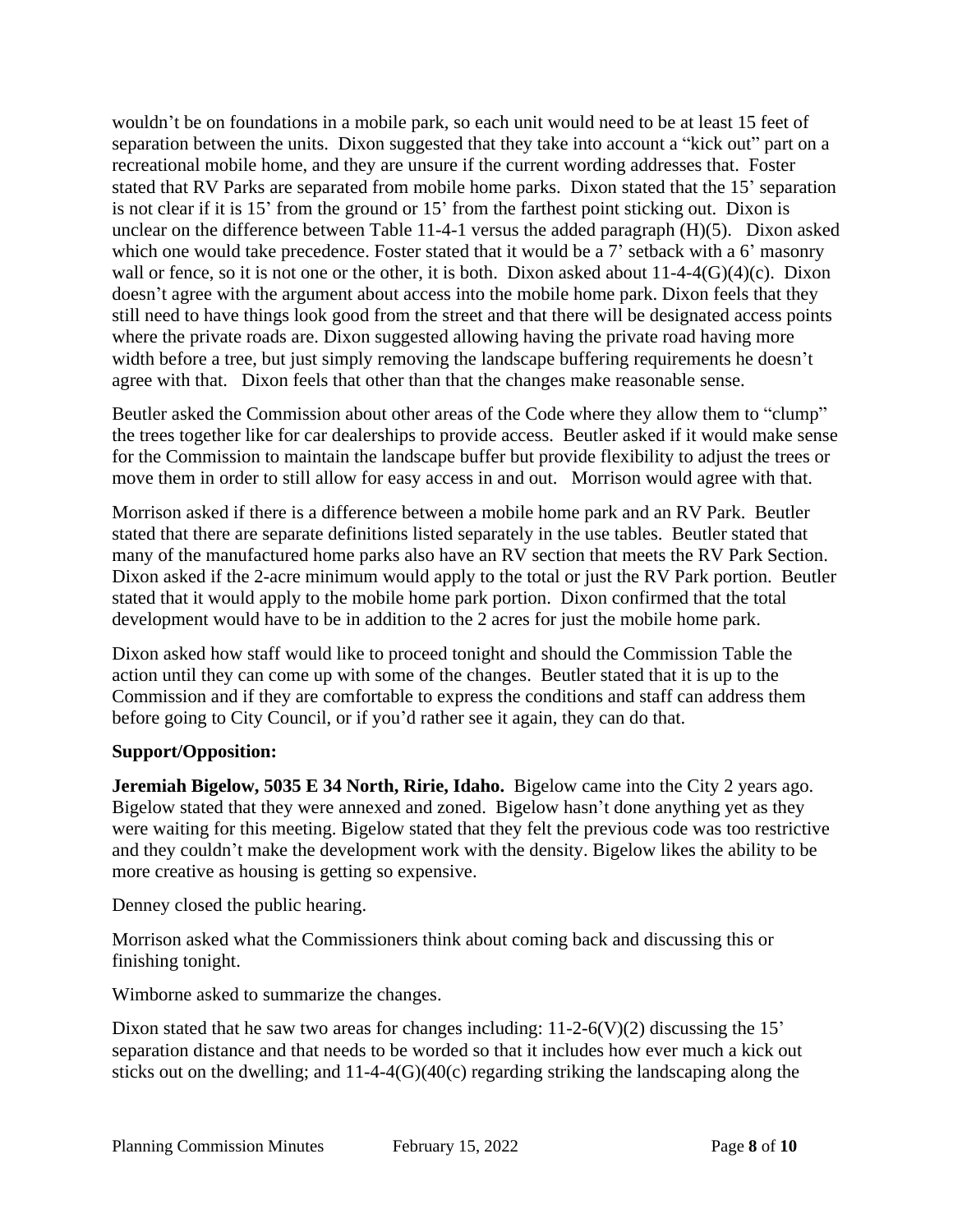wouldn't be on foundations in a mobile park, so each unit would need to be at least 15 feet of separation between the units. Dixon suggested that they take into account a "kick out" part on a recreational mobile home, and they are unsure if the current wording addresses that. Foster stated that RV Parks are separated from mobile home parks. Dixon stated that the 15' separation is not clear if it is 15' from the ground or 15' from the farthest point sticking out. Dixon is unclear on the difference between Table 11-4-1 versus the added paragraph (H)(5). Dixon asked which one would take precedence. Foster stated that it would be a 7' setback with a 6' masonry wall or fence, so it is not one or the other, it is both. Dixon asked about 11-4-4(G)(4)(c). Dixon doesn't agree with the argument about access into the mobile home park. Dixon feels that they still need to have things look good from the street and that there will be designated access points where the private roads are. Dixon suggested allowing having the private road having more width before a tree, but just simply removing the landscape buffering requirements he doesn't agree with that. Dixon feels that other than that the changes make reasonable sense.

Beutler asked the Commission about other areas of the Code where they allow them to "clump" the trees together like for car dealerships to provide access. Beutler asked if it would make sense for the Commission to maintain the landscape buffer but provide flexibility to adjust the trees or move them in order to still allow for easy access in and out. Morrison would agree with that.

Morrison asked if there is a difference between a mobile home park and an RV Park. Beutler stated that there are separate definitions listed separately in the use tables. Beutler stated that many of the manufactured home parks also have an RV section that meets the RV Park Section. Dixon asked if the 2-acre minimum would apply to the total or just the RV Park portion. Beutler stated that it would apply to the mobile home park portion. Dixon confirmed that the total development would have to be in addition to the 2 acres for just the mobile home park.

Dixon asked how staff would like to proceed tonight and should the Commission Table the action until they can come up with some of the changes. Beutler stated that it is up to the Commission and if they are comfortable to express the conditions and staff can address them before going to City Council, or if you'd rather see it again, they can do that.

**Support/Opposition:**

**Jeremiah Bigelow, 5035 E 34 North, Ririe, Idaho.** Bigelow came into the City 2 years ago. Bigelow stated that they were annexed and zoned. Bigelow hasn't done anything yet as they were waiting for this meeting. Bigelow stated that they felt the previous code was too restrictive and they couldn't make the development work with the density. Bigelow likes the ability to be more creative as housing is getting so expensive.

Denney closed the public hearing.

Morrison asked what the Commissioners think about coming back and discussing this or finishing tonight.

Wimborne asked to summarize the changes.

Dixon stated that he saw two areas for changes including: 11-2-6(V)(2) discussing the 15' separation distance and that needs to be worded so that it includes how ever much a kick out sticks out on the dwelling; and 11-4-4(G)(40(c) regarding striking the landscaping along the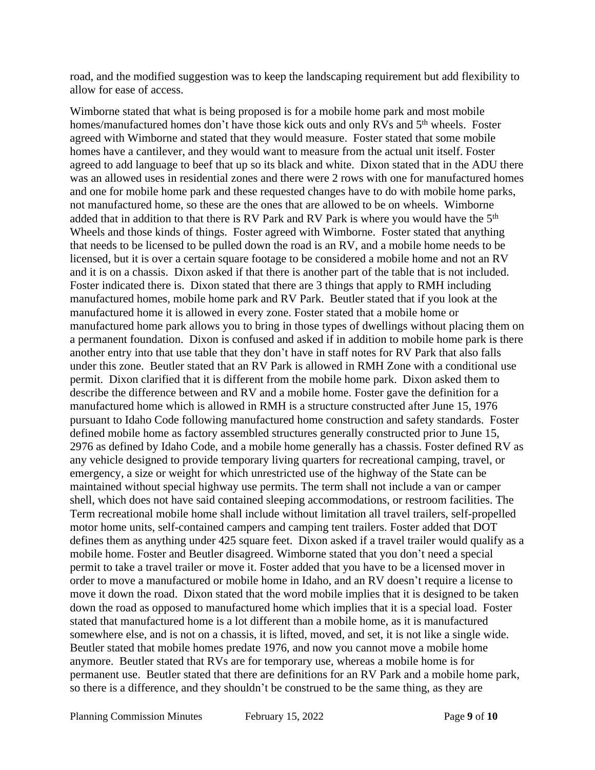road, and the modified suggestion was to keep the landscaping requirement but add flexibility to allow for ease of access.

Wimborne stated that what is being proposed is for a mobile home park and most mobile homes/manufactured homes don't have those kick outs and only RVs and 5th wheels. Foster agreed with Wimborne and stated that they would measure. Foster stated that some mobile homes have a cantilever, and they would want to measure from the actual unit itself. Foster agreed to add language to beef that up so its black and white. Dixon stated that in the ADU there was an allowed uses in residential zones and there were 2 rows with one for manufactured homes and one for mobile home park and these requested changes have to do with mobile home parks, not manufactured home, so these are the ones that are allowed to be on wheels. Wimborne added that in addition to that there is RV Park and RV Park is where you would have the 5th Wheels and those kinds of things. Foster agreed with Wimborne. Foster stated that anything that needs to be licensed to be pulled down the road is an RV, and a mobile home needs to be licensed, but it is over a certain square footage to be considered a mobile home and not an RV and it is on a chassis. Dixon asked if that there is another part of the table that is not included. Foster indicated there is. Dixon stated that there are 3 things that apply to RMH including manufactured homes, mobile home park and RV Park. Beutler stated that if you look at the manufactured home it is allowed in every zone. Foster stated that a mobile home or manufactured home park allows you to bring in those types of dwellings without placing them on a permanent foundation. Dixon is confused and asked if in addition to mobile home park is there another entry into that use table that they don't have in staff notes for RV Park that also falls under this zone. Beutler stated that an RV Park is allowed in RMH Zone with a conditional use permit. Dixon clarified that it is different from the mobile home park. Dixon asked them to describe the difference between and RV and a mobile home. Foster gave the definition for a manufactured home which is allowed in RMH is a structure constructed after June 15, 1976 pursuant to Idaho Code following manufactured home construction and safety standards. Foster defined mobile home as factory assembled structures generally constructed prior to June 15, 2976 as defined by Idaho Code, and a mobile home generally has a chassis. Foster defined RV as any vehicle designed to provide temporary living quarters for recreational camping, travel, or emergency, a size or weight for which unrestricted use of the highway of the State can be maintained without special highway use permits. The term shall not include a van or camper shell, which does not have said contained sleeping accommodations, or restroom facilities. The Term recreational mobile home shall include without limitation all travel trailers, self-propelled motor home units, self-contained campers and camping tent trailers. Foster added that DOT defines them as anything under 425 square feet. Dixon asked if a travel trailer would qualify as a mobile home. Foster and Beutler disagreed. Wimborne stated that you don't need a special permit to take a travel trailer or move it. Foster added that you have to be a licensed mover in order to move a manufactured or mobile home in Idaho, and an RV doesn't require a license to move it down the road. Dixon stated that the word mobile implies that it is designed to be taken down the road as opposed to manufactured home which implies that it is a special load. Foster stated that manufactured home is a lot different than a mobile home, as it is manufactured somewhere else, and is not on a chassis, it is lifted, moved, and set, it is not like a single wide. Beutler stated that mobile homes predate 1976, and now you cannot move a mobile home anymore. Beutler stated that RVs are for temporary use, whereas a mobile home is for permanent use. Beutler stated that there are definitions for an RV Park and a mobile home park, so there is a difference, and they shouldn't be construed to be the same thing, as they are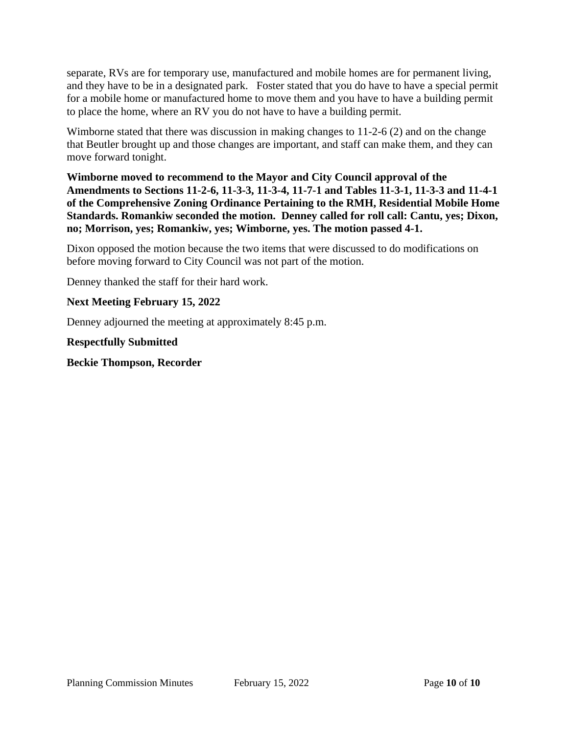separate, RVs are for temporary use, manufactured and mobile homes are for permanent living, and they have to be in a designated park. Foster stated that you do have to have a special permit for a mobile home or manufactured home to move them and you have to have a building permit to place the home, where an RV you do not have to have a building permit.

Wimborne stated that there was discussion in making changes to 11-2-6 (2) and on the change that Beutler brought up and those changes are important, and staff can make them, and they can move forward tonight.

**Wimborne moved to recommend to the Mayor and City Council approval of the Amendments to Sections 11-2-6, 11-3-3, 11-3-4, 11-7-1 and Tables 11-3-1, 11-3-3 and 11-4-1 of the Comprehensive Zoning Ordinance Pertaining to the RMH, Residential Mobile Home Standards. Romankiw seconded the motion. Denney called for roll call: Cantu, yes; Dixon, no; Morrison, yes; Romankiw, yes; Wimborne, yes. The motion passed 4-1.**

Dixon opposed the motion because the two items that were discussed to do modifications on before moving forward to City Council was not part of the motion.

Denney thanked the staff for their hard work.

**Next Meeting February 15, 2022**

Denney adjourned the meeting at approximately 8:45 p.m.

**Respectfully Submitted**

**Beckie Thompson, Recorder**